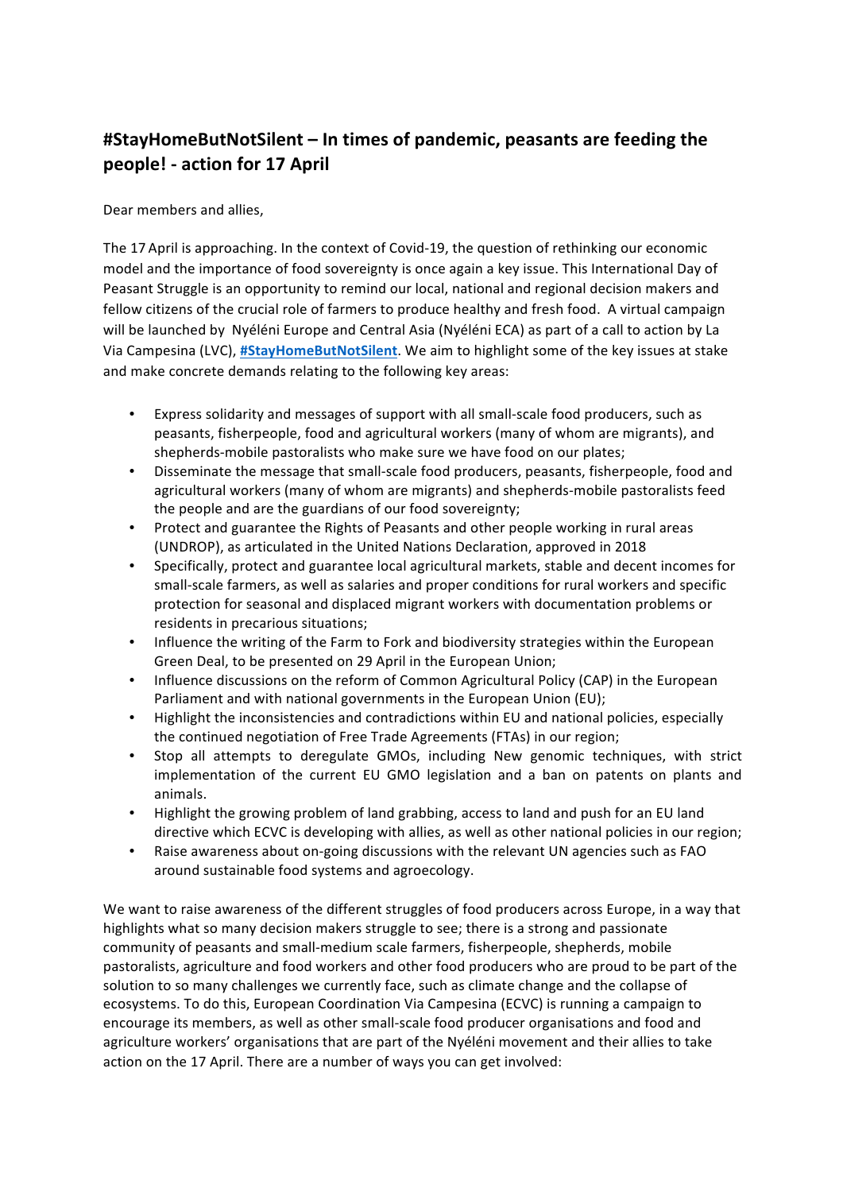## #StayHomeButNotSilent – In times of pandemic, peasants are feeding the people! - action for 17 April

Dear members and allies,

The 17 April is approaching. In the context of Covid-19, the question of rethinking our economic model and the importance of food sovereignty is once again a key issue. This International Day of Peasant Struggle is an opportunity to remind our local, national and regional decision makers and fellow citizens of the crucial role of farmers to produce healthy and fresh food. A virtual campaign will be launched by Nyéléni Europe and Central Asia (Nyéléni ECA) as part of a call to action by La Via Campesina (LVC), **#StayHomeButNotSilent**. We aim to highlight some of the key issues at stake and make concrete demands relating to the following key areas:

- Express solidarity and messages of support with all small-scale food producers, such as peasants, fisherpeople, food and agricultural workers (many of whom are migrants), and shepherds-mobile pastoralists who make sure we have food on our plates;
- Disseminate the message that small-scale food producers, peasants, fisherpeople, food and agricultural workers (many of whom are migrants) and shepherds-mobile pastoralists feed the people and are the guardians of our food sovereignty;
- Protect and guarantee the Rights of Peasants and other people working in rural areas (UNDROP), as articulated in the United Nations Declaration, approved in 2018
- Specifically, protect and guarantee local agricultural markets, stable and decent incomes for small-scale farmers, as well as salaries and proper conditions for rural workers and specific protection for seasonal and displaced migrant workers with documentation problems or residents in precarious situations;
- Influence the writing of the Farm to Fork and biodiversity strategies within the European Green Deal, to be presented on 29 April in the European Union;
- Influence discussions on the reform of Common Agricultural Policy (CAP) in the European Parliament and with national governments in the European Union (EU);
- Highlight the inconsistencies and contradictions within EU and national policies, especially the continued negotiation of Free Trade Agreements (FTAs) in our region;
- Stop all attempts to deregulate GMOs, including New genomic techniques, with strict implementation of the current EU GMO legislation and a ban on patents on plants and animals.
- Highlight the growing problem of land grabbing, access to land and push for an EU land directive which ECVC is developing with allies, as well as other national policies in our region;
- Raise awareness about on-going discussions with the relevant UN agencies such as FAO around sustainable food systems and agroecology.

We want to raise awareness of the different struggles of food producers across Europe, in a way that highlights what so many decision makers struggle to see; there is a strong and passionate community of peasants and small-medium scale farmers, fisherpeople, shepherds, mobile pastoralists, agriculture and food workers and other food producers who are proud to be part of the solution to so many challenges we currently face, such as climate change and the collapse of ecosystems. To do this, European Coordination Via Campesina (ECVC) is running a campaign to encourage its members, as well as other small-scale food producer organisations and food and agriculture workers' organisations that are part of the Nyéléni movement and their allies to take action on the 17 April. There are a number of ways you can get involved: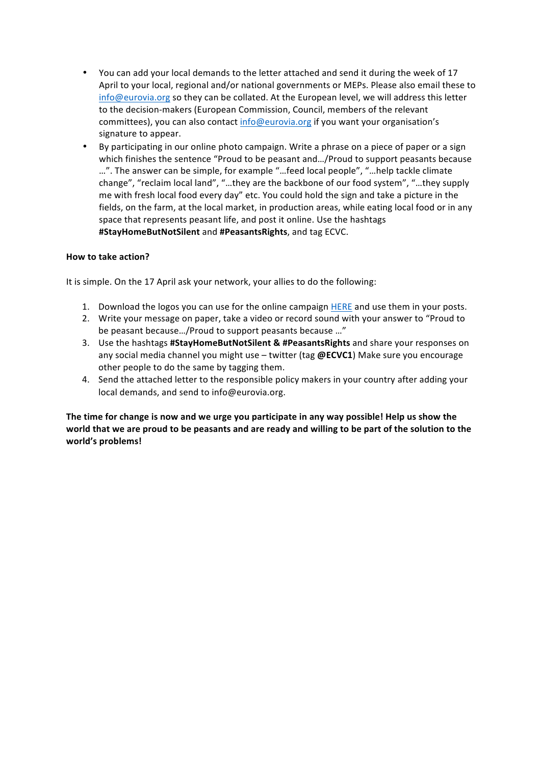- You can add your local demands to the letter attached and send it during the week of 17 April to your local, regional and/or national governments or MEPs. Please also email these to info@eurovia.org so they can be collated. At the European level, we will address this letter to the decision-makers (European Commission, Council, members of the relevant committees), you can also contact info@eurovia.org if you want your organisation's signature to appear.
- By participating in our online photo campaign. Write a phrase on a piece of paper or a sign which finishes the sentence "Proud to be peasant and…/Proud to support peasants because …". The answer can be simple, for example "…feed local people", "…help tackle climate change", "reclaim local land", "…they are the backbone of our food system", "…they supply me with fresh local food every day" etc. You could hold the sign and take a picture in the fields, on the farm, at the local market, in production areas, while eating local food or in any space that represents peasant life, and post it online. Use the hashtags **#StayHomeButNotSilent** and **#PeasantsRights**, and tag ECVC.

**How to take action?**

It is simple. On the 17 April ask your network, your allies to do the following:

1. Download the logos you can use for the online campaign HERE and use them in your posts.
2. Write your message on paper, take a video or record sound with your answer to "Proud to be peasant because…/Proud to support peasants because …"
3. Use the hashtags **#StayHomeButNotSilent & #PeasantsRights** and share your responses on any social media channel you might use – twitter (tag **@ECVC1**) Make sure you encourage other people to do the same by tagging them.
4. Send the attached letter to the responsible policy makers in your country after adding your local demands, and send to info@eurovia.org.

**The time for change is now and we urge you participate in any way possible! Help us show the world that we are proud to be peasants and are ready and willing to be part of the solution to the world's problems!**